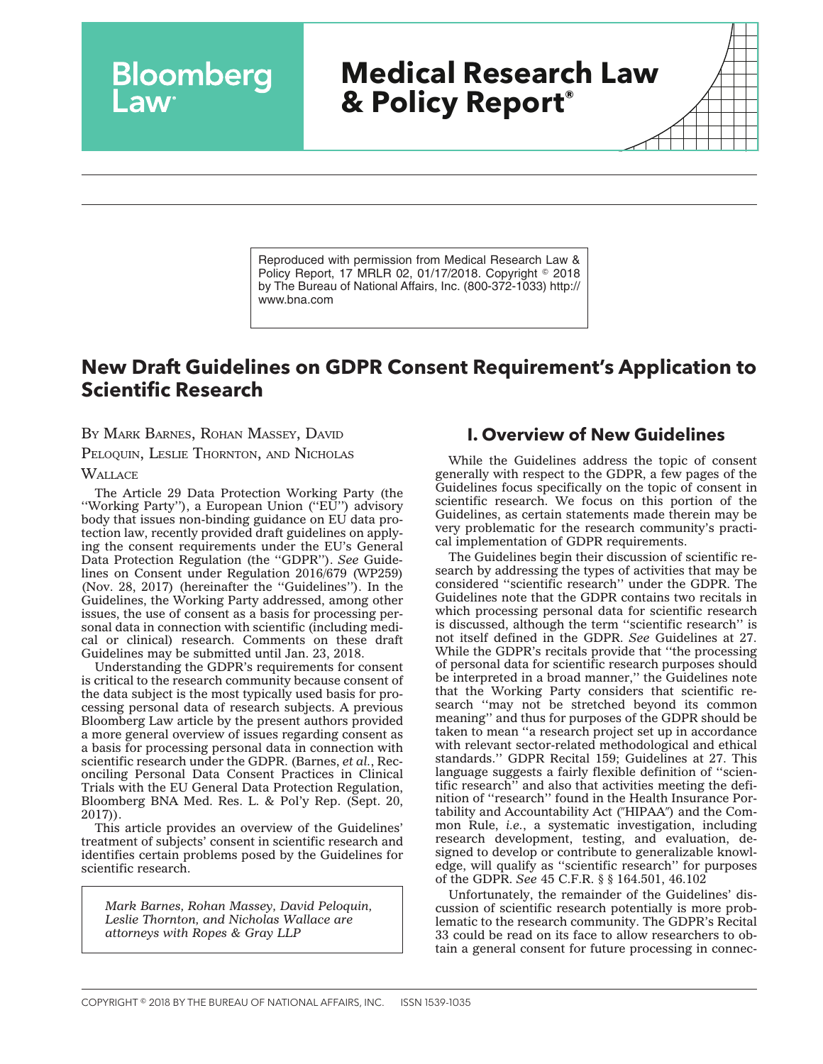Bloomberg Law

# Medical Research Law & Policy Report®

Reproduced with permission from Medical Research Law & Policy Report, 17 MRLR 02, 01/17/2018. Copyright © 2018 by The Bureau of National Affairs, Inc. (800-372-1033) http://www.bna.com

## New Draft Guidelines on GDPR Consent Requirement's Application to Scientific Research

By Mark Barnes, Rohan Massey, David Peloquin, Leslie Thornton, and Nicholas Wallace

The Article 29 Data Protection Working Party (the ''Working Party''), a European Union (''EU'') advisory body that issues non-binding guidance on EU data protection law, recently provided draft guidelines on applying the consent requirements under the EU's General Data Protection Regulation (the ''GDPR''). *See* Guidelines on Consent under Regulation 2016/679 (WP259) (Nov. 28, 2017) (hereinafter the ''Guidelines''). In the Guidelines, the Working Party addressed, among other issues, the use of consent as a basis for processing personal data in connection with scientific (including medical or clinical) research. Comments on these draft Guidelines may be submitted until Jan. 23, 2018.

Understanding the GDPR's requirements for consent is critical to the research community because consent of the data subject is the most typically used basis for processing personal data of research subjects. A previous Bloomberg Law article by the present authors provided a more general overview of issues regarding consent as a basis for processing personal data in connection with scientific research under the GDPR. (Barnes, *et al.*, Reconciling Personal Data Consent Practices in Clinical Trials with the EU General Data Protection Regulation, Bloomberg BNA Med. Res. L. & Pol'y Rep. (Sept. 20, 2017)).

This article provides an overview of the Guidelines' treatment of subjects' consent in scientific research and identifies certain problems posed by the Guidelines for scientific research.

*Mark Barnes, Rohan Massey, David Peloquin, Leslie Thornton, and Nicholas Wallace are attorneys with Ropes & Gray LLP*

## I. Overview of New Guidelines

While the Guidelines address the topic of consent generally with respect to the GDPR, a few pages of the Guidelines focus specifically on the topic of consent in scientific research. We focus on this portion of the Guidelines, as certain statements made therein may be very problematic for the research community's practical implementation of GDPR requirements.

The Guidelines begin their discussion of scientific research by addressing the types of activities that may be considered ''scientific research'' under the GDPR. The Guidelines note that the GDPR contains two recitals in which processing personal data for scientific research is discussed, although the term ''scientific research'' is not itself defined in the GDPR. *See* Guidelines at 27. While the GDPR's recitals provide that ''the processing of personal data for scientific research purposes should be interpreted in a broad manner,'' the Guidelines note that the Working Party considers that scientific research ''may not be stretched beyond its common meaning'' and thus for purposes of the GDPR should be taken to mean ''a research project set up in accordance with relevant sector-related methodological and ethical standards.'' GDPR Recital 159; Guidelines at 27. This language suggests a fairly flexible definition of ''scientific research'' and also that activities meeting the definition of ''research'' found in the Health Insurance Portability and Accountability Act (''HIPAA'') and the Common Rule, *i.e.*, a systematic investigation, including research development, testing, and evaluation, designed to develop or contribute to generalizable knowledge, will qualify as ''scientific research'' for purposes of the GDPR. *See* 45 C.F.R. § § 164.501, 46.102

Unfortunately, the remainder of the Guidelines' discussion of scientific research potentially is more problematic to the research community. The GDPR's Recital 33 could be read on its face to allow researchers to obtain a general consent for future processing in connec-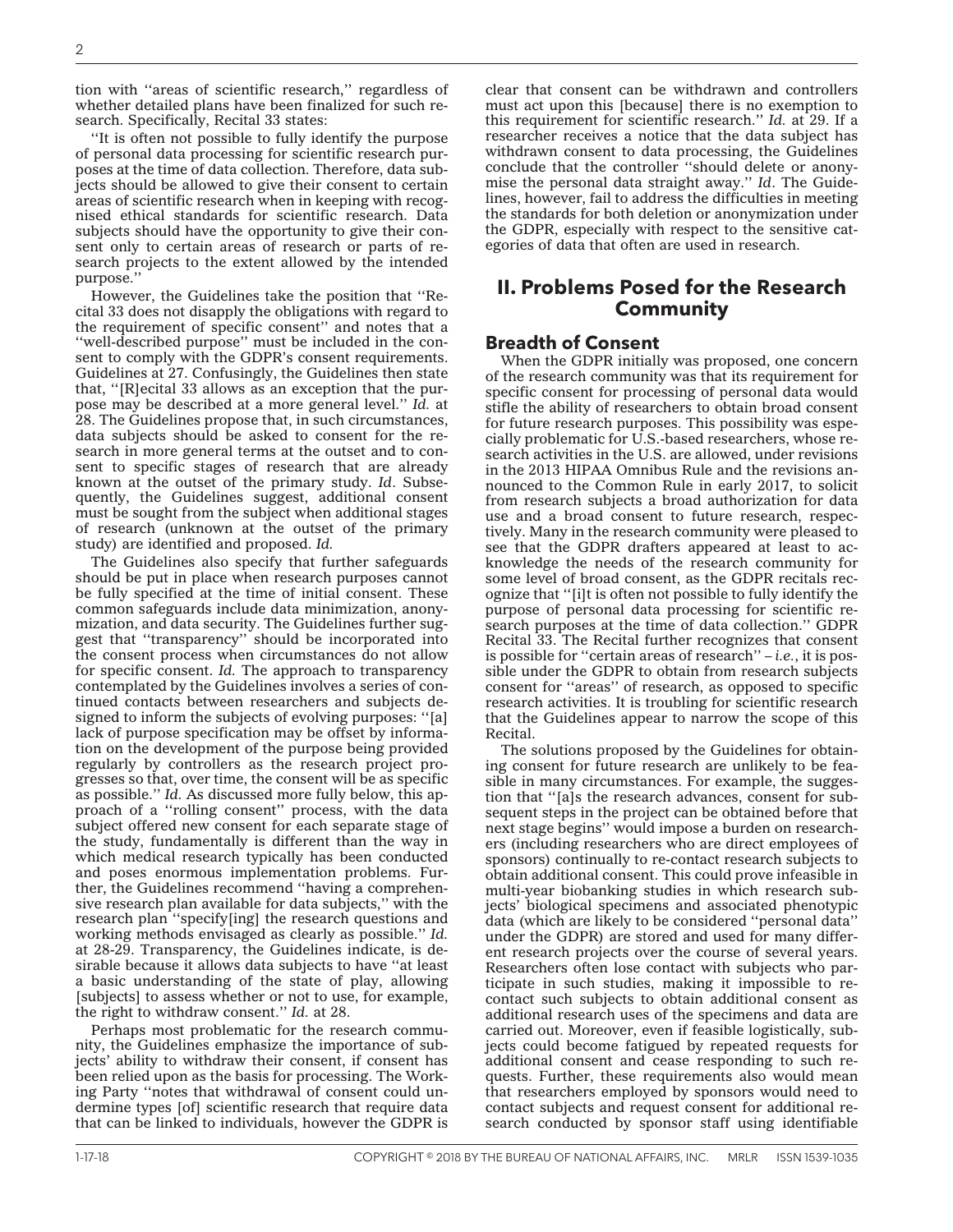tion with ''areas of scientific research,'' regardless of whether detailed plans have been finalized for such research. Specifically, Recital 33 states:

''It is often not possible to fully identify the purpose of personal data processing for scientific research purposes at the time of data collection. Therefore, data subjects should be allowed to give their consent to certain areas of scientific research when in keeping with recognised ethical standards for scientific research. Data subjects should have the opportunity to give their consent only to certain areas of research or parts of research projects to the extent allowed by the intended purpose.''

However, the Guidelines take the position that ''Recital 33 does not disapply the obligations with regard to the requirement of specific consent'' and notes that a ''well-described purpose'' must be included in the consent to comply with the GDPR's consent requirements. Guidelines at 27. Confusingly, the Guidelines then state that, ''[R]ecital 33 allows as an exception that the purpose may be described at a more general level.'' *Id.* at 28. The Guidelines propose that, in such circumstances, data subjects should be asked to consent for the research in more general terms at the outset and to consent to specific stages of research that are already known at the outset of the primary study. *Id*. Subsequently, the Guidelines suggest, additional consent must be sought from the subject when additional stages of research (unknown at the outset of the primary study) are identified and proposed. *Id.*

The Guidelines also specify that further safeguards should be put in place when research purposes cannot be fully specified at the time of initial consent. These common safeguards include data minimization, anonymization, and data security. The Guidelines further suggest that ''transparency'' should be incorporated into the consent process when circumstances do not allow for specific consent. *Id.* The approach to transparency contemplated by the Guidelines involves a series of continued contacts between researchers and subjects designed to inform the subjects of evolving purposes: ''[a] lack of purpose specification may be offset by information on the development of the purpose being provided regularly by controllers as the research project progresses so that, over time, the consent will be as specific as possible.'' *Id.* As discussed more fully below, this approach of a ''rolling consent'' process, with the data subject offered new consent for each separate stage of the study, fundamentally is different than the way in which medical research typically has been conducted and poses enormous implementation problems. Further, the Guidelines recommend ''having a comprehensive research plan available for data subjects,'' with the research plan ''specify[ing] the research questions and working methods envisaged as clearly as possible.'' *Id.* at 28-29. Transparency, the Guidelines indicate, is desirable because it allows data subjects to have ''at least a basic understanding of the state of play, allowing [subjects] to assess whether or not to use, for example, the right to withdraw consent.'' *Id.* at 28.

Perhaps most problematic for the research community, the Guidelines emphasize the importance of subjects' ability to withdraw their consent, if consent has been relied upon as the basis for processing. The Working Party ''notes that withdrawal of consent could undermine types [of] scientific research that require data that can be linked to individuals, however the GDPR is clear that consent can be withdrawn and controllers must act upon this [because] there is no exemption to this requirement for scientific research.'' *Id.* at 29. If a researcher receives a notice that the data subject has withdrawn consent to data processing, the Guidelines conclude that the controller ''should delete or anonymise the personal data straight away.'' *Id*. The Guidelines, however, fail to address the difficulties in meeting the standards for both deletion or anonymization under the GDPR, especially with respect to the sensitive categories of data that often are used in research.

## II. Problems Posed for the Research Community

### Breadth of Consent

When the GDPR initially was proposed, one concern of the research community was that its requirement for specific consent for processing of personal data would stifle the ability of researchers to obtain broad consent for future research purposes. This possibility was especially problematic for U.S.-based researchers, whose research activities in the U.S. are allowed, under revisions in the 2013 HIPAA Omnibus Rule and the revisions announced to the Common Rule in early 2017, to solicit from research subjects a broad authorization for data use and a broad consent to future research, respectively. Many in the research community were pleased to see that the GDPR drafters appeared at least to acknowledge the needs of the research community for some level of broad consent, as the GDPR recitals recognize that ''[i]t is often not possible to fully identify the purpose of personal data processing for scientific research purposes at the time of data collection.'' GDPR Recital 33. The Recital further recognizes that consent is possible for ''certain areas of research'' – *i.e.*, it is possible under the GDPR to obtain from research subjects consent for ''areas'' of research, as opposed to specific research activities. It is troubling for scientific research that the Guidelines appear to narrow the scope of this Recital.

The solutions proposed by the Guidelines for obtaining consent for future research are unlikely to be feasible in many circumstances. For example, the suggestion that ''[a]s the research advances, consent for subsequent steps in the project can be obtained before that next stage begins'' would impose a burden on researchers (including researchers who are direct employees of sponsors) continually to re-contact research subjects to obtain additional consent. This could prove infeasible in multi-year biobanking studies in which research subjects' biological specimens and associated phenotypic data (which are likely to be considered ''personal data'' under the GDPR) are stored and used for many different research projects over the course of several years. Researchers often lose contact with subjects who participate in such studies, making it impossible to re-contact such subjects to obtain additional consent as additional research uses of the specimens and data are carried out. Moreover, even if feasible logistically, subjects could become fatigued by repeated requests for additional consent and cease responding to such requests. Further, these requirements also would mean that researchers employed by sponsors would need to contact subjects and request consent for additional research conducted by sponsor staff using identifiable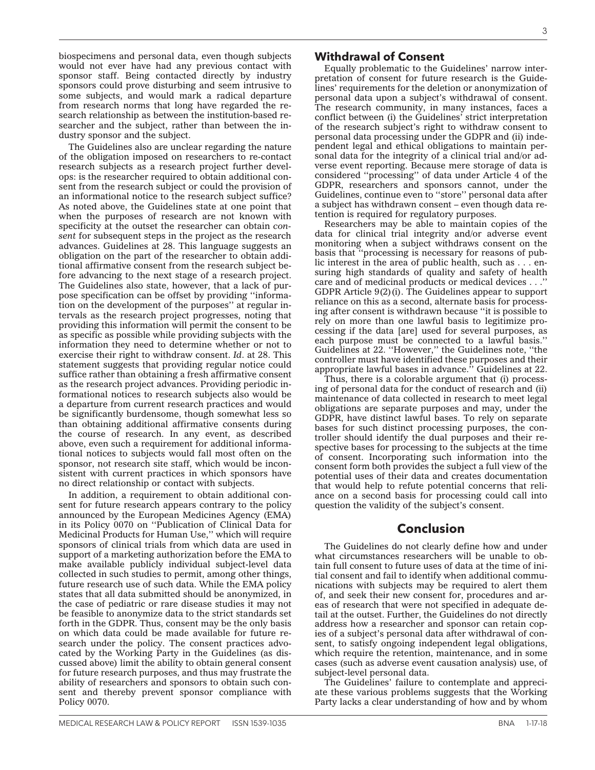biospecimens and personal data, even though subjects would not ever have had any previous contact with sponsor staff. Being contacted directly by industry sponsors could prove disturbing and seem intrusive to some subjects, and would mark a radical departure from research norms that long have regarded the research relationship as between the institution-based researcher and the subject, rather than between the industry sponsor and the subject.

The Guidelines also are unclear regarding the nature of the obligation imposed on researchers to re-contact research subjects as a research project further develops: is the researcher required to obtain additional consent from the research subject or could the provision of an informational notice to the research subject suffice? As noted above, the Guidelines state at one point that when the purposes of research are not known with specificity at the outset the researcher can obtain *consent* for subsequent steps in the project as the research advances. Guidelines at 28. This language suggests an obligation on the part of the researcher to obtain additional affirmative consent from the research subject before advancing to the next stage of a research project. The Guidelines also state, however, that a lack of purpose specification can be offset by providing ''information on the development of the purposes'' at regular intervals as the research project progresses, noting that providing this information will permit the consent to be as specific as possible while providing subjects with the information they need to determine whether or not to exercise their right to withdraw consent. *Id*. at 28. This statement suggests that providing regular notice could suffice rather than obtaining a fresh affirmative consent as the research project advances. Providing periodic informational notices to research subjects also would be a departure from current research practices and would be significantly burdensome, though somewhat less so than obtaining additional affirmative consents during the course of research. In any event, as described above, even such a requirement for additional informational notices to subjects would fall most often on the sponsor, not research site staff, which would be inconsistent with current practices in which sponsors have no direct relationship or contact with subjects.

In addition, a requirement to obtain additional consent for future research appears contrary to the policy announced by the European Medicines Agency (EMA) in its Policy 0070 on ''Publication of Clinical Data for Medicinal Products for Human Use,'' which will require sponsors of clinical trials from which data are used in support of a marketing authorization before the EMA to make available publicly individual subject-level data collected in such studies to permit, among other things, future research use of such data. While the EMA policy states that all data submitted should be anonymized, in the case of pediatric or rare disease studies it may not be feasible to anonymize data to the strict standards set forth in the GDPR. Thus, consent may be the only basis on which data could be made available for future research under the policy. The consent practices advocated by the Working Party in the Guidelines (as discussed above) limit the ability to obtain general consent for future research purposes, and thus may frustrate the ability of researchers and sponsors to obtain such consent and thereby prevent sponsor compliance with Policy 0070.

## Withdrawal of Consent

Equally problematic to the Guidelines' narrow interpretation of consent for future research is the Guidelines' requirements for the deletion or anonymization of personal data upon a subject's withdrawal of consent. The research community, in many instances, faces a conflict between (i) the Guidelines' strict interpretation of the research subject's right to withdraw consent to personal data processing under the GDPR and (ii) independent legal and ethical obligations to maintain personal data for the integrity of a clinical trial and/or adverse event reporting. Because mere storage of data is considered ''processing'' of data under Article 4 of the GDPR, researchers and sponsors cannot, under the Guidelines, continue even to ''store'' personal data after a subject has withdrawn consent – even though data retention is required for regulatory purposes.

Researchers may be able to maintain copies of the data for clinical trial integrity and/or adverse event monitoring when a subject withdraws consent on the basis that ''processing is necessary for reasons of public interest in the area of public health, such as . . . ensuring high standards of quality and safety of health care and of medicinal products or medical devices . . .'' GDPR Article 9(2)(i). The Guidelines appear to support reliance on this as a second, alternate basis for processing after consent is withdrawn because ''it is possible to rely on more than one lawful basis to legitimize processing if the data [are] used for several purposes, as each purpose must be connected to a lawful basis.'' Guidelines at 22. ''However,'' the Guidelines note, ''the controller must have identified these purposes and their appropriate lawful bases in advance.'' Guidelines at 22.

Thus, there is a colorable argument that (i) processing of personal data for the conduct of research and (ii) maintenance of data collected in research to meet legal obligations are separate purposes and may, under the GDPR, have distinct lawful bases. To rely on separate bases for such distinct processing purposes, the controller should identify the dual purposes and their respective bases for processing to the subjects at the time of consent. Incorporating such information into the consent form both provides the subject a full view of the potential uses of their data and creates documentation that would help to refute potential concerns that reliance on a second basis for processing could call into question the validity of the subject's consent.

## Conclusion

The Guidelines do not clearly define how and under what circumstances researchers will be unable to obtain full consent to future uses of data at the time of initial consent and fail to identify when additional communications with subjects may be required to alert them of, and seek their new consent for, procedures and areas of research that were not specified in adequate detail at the outset. Further, the Guidelines do not directly address how a researcher and sponsor can retain copies of a subject's personal data after withdrawal of consent, to satisfy ongoing independent legal obligations, which require the retention, maintenance, and in some cases (such as adverse event causation analysis) use, of subject-level personal data.

The Guidelines' failure to contemplate and appreciate these various problems suggests that the Working Party lacks a clear understanding of how and by whom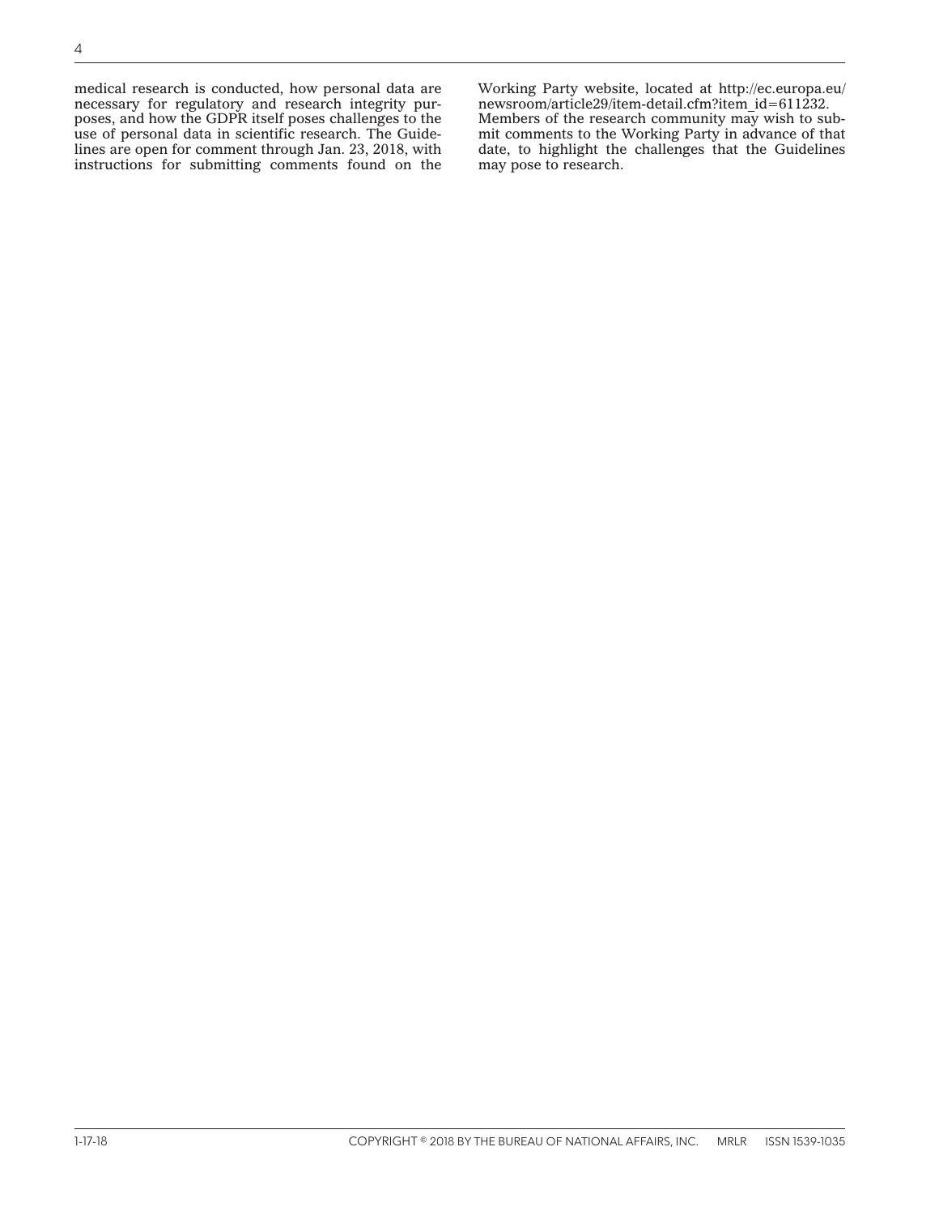medical research is conducted, how personal data are necessary for regulatory and research integrity purposes, and how the GDPR itself poses challenges to the use of personal data in scientific research. The Guidelines are open for comment through Jan. 23, 2018, with instructions for submitting comments found on the Working Party website, located at http://ec.europa.eu/newsroom/article29/item-detail.cfm?item_id=611232. Members of the research community may wish to submit comments to the Working Party in advance of that date, to highlight the challenges that the Guidelines may pose to research.